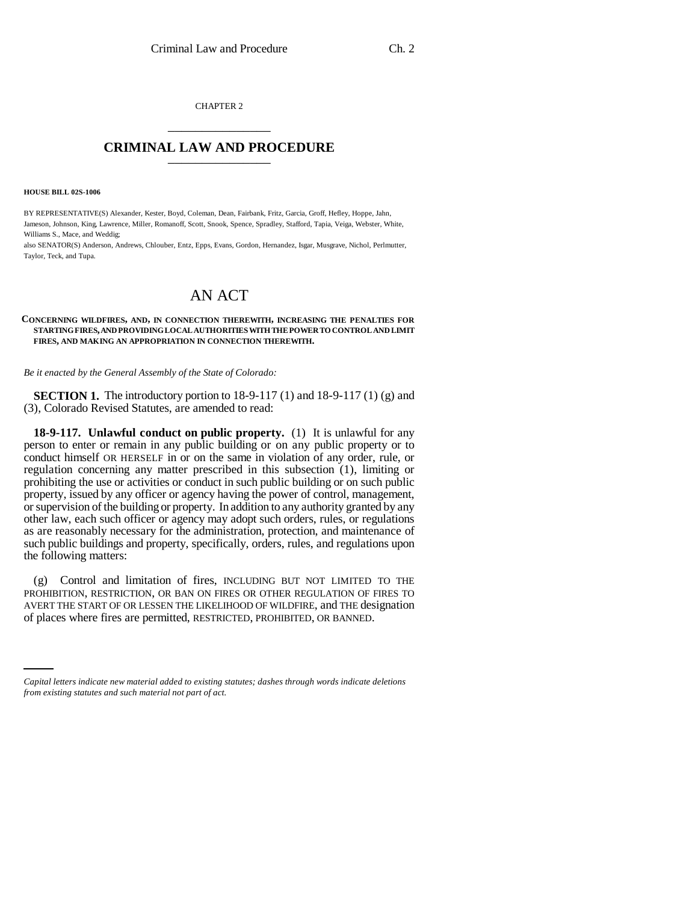CHAPTER 2

# CRIMINAL LAW AND PROCEDURE

**HOUSE BILL 02S-1006**

BY REPRESENTATIVE(S) Alexander, Kester, Boyd, Coleman, Dean, Fairbank, Fritz, Garcia, Groff, Hefley, Hoppe, Jahn, Jameson, Johnson, King, Lawrence, Miller, Romanoff, Scott, Snook, Spence, Spradley, Stafford, Tapia, Veiga, Webster, White, Williams S., Mace, and Weddig;
also SENATOR(S) Anderson, Andrews, Chlouber, Entz, Epps, Evans, Gordon, Hernandez, Isgar, Musgrave, Nichol, Perlmutter, Taylor, Teck, and Tupa.

# AN ACT

**CONCERNING WILDFIRES, AND, IN CONNECTION THEREWITH, INCREASING THE PENALTIES FOR STARTING FIRES, AND PROVIDING LOCAL AUTHORITIES WITH THE POWER TO CONTROL AND LIMIT FIRES, AND MAKING AN APPROPRIATION IN CONNECTION THEREWITH.**

*Be it enacted by the General Assembly of the State of Colorado:*

**SECTION 1.** The introductory portion to 18-9-117 (1) and 18-9-117 (1) (g) and (3), Colorado Revised Statutes, are amended to read:

**18-9-117. Unlawful conduct on public property.** (1) It is unlawful for any person to enter or remain in any public building or on any public property or to conduct himself OR HERSELF in or on the same in violation of any order, rule, or regulation concerning any matter prescribed in this subsection (1), limiting or prohibiting the use or activities or conduct in such public building or on such public property, issued by any officer or agency having the power of control, management, or supervision of the building or property. In addition to any authority granted by any other law, each such officer or agency may adopt such orders, rules, or regulations as are reasonably necessary for the administration, protection, and maintenance of such public buildings and property, specifically, orders, rules, and regulations upon the following matters:

(g) Control and limitation of fires, INCLUDING BUT NOT LIMITED TO THE PROHIBITION, RESTRICTION, OR BAN ON FIRES OR OTHER REGULATION OF FIRES TO AVERT THE START OF OR LESSEN THE LIKELIHOOD OF WILDFIRE, and THE designation of places where fires are permitted, RESTRICTED, PROHIBITED, OR BANNED.

*Capital letters indicate new material added to existing statutes; dashes through words indicate deletions from existing statutes and such material not part of act.*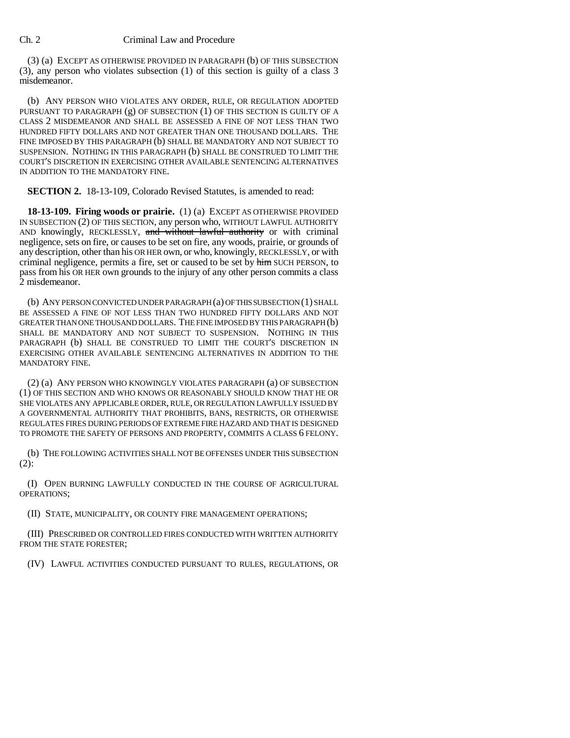(3) (a) EXCEPT AS OTHERWISE PROVIDED IN PARAGRAPH (b) OF THIS SUBSECTION (3), any person who violates subsection (1) of this section is guilty of a class 3 misdemeanor.

(b) ANY PERSON WHO VIOLATES ANY ORDER, RULE, OR REGULATION ADOPTED PURSUANT TO PARAGRAPH (g) OF SUBSECTION (1) OF THIS SECTION IS GUILTY OF A CLASS 2 MISDEMEANOR AND SHALL BE ASSESSED A FINE OF NOT LESS THAN TWO HUNDRED FIFTY DOLLARS AND NOT GREATER THAN ONE THOUSAND DOLLARS. THE FINE IMPOSED BY THIS PARAGRAPH (b) SHALL BE MANDATORY AND NOT SUBJECT TO SUSPENSION. NOTHING IN THIS PARAGRAPH (b) SHALL BE CONSTRUED TO LIMIT THE COURT'S DISCRETION IN EXERCISING OTHER AVAILABLE SENTENCING ALTERNATIVES IN ADDITION TO THE MANDATORY FINE.

**SECTION 2.** 18-13-109, Colorado Revised Statutes, is amended to read:

**18-13-109. Firing woods or prairie.** (1) (a) EXCEPT AS OTHERWISE PROVIDED IN SUBSECTION (2) OF THIS SECTION, any person who, WITHOUT LAWFUL AUTHORITY AND knowingly, RECKLESSLY, ~~and without lawful authority~~ or with criminal negligence, sets on fire, or causes to be set on fire, any woods, prairie, or grounds of any description, other than his OR HER own, or who, knowingly, RECKLESSLY, or with criminal negligence, permits a fire, set or caused to be set by ~~him~~ SUCH PERSON, to pass from his OR HER own grounds to the injury of any other person commits a class 2 misdemeanor.

(b) ANY PERSON CONVICTED UNDER PARAGRAPH (a) OF THIS SUBSECTION (1) SHALL BE ASSESSED A FINE OF NOT LESS THAN TWO HUNDRED FIFTY DOLLARS AND NOT GREATER THAN ONE THOUSAND DOLLARS. THE FINE IMPOSED BY THIS PARAGRAPH (b) SHALL BE MANDATORY AND NOT SUBJECT TO SUSPENSION. NOTHING IN THIS PARAGRAPH (b) SHALL BE CONSTRUED TO LIMIT THE COURT'S DISCRETION IN EXERCISING OTHER AVAILABLE SENTENCING ALTERNATIVES IN ADDITION TO THE MANDATORY FINE.

(2) (a) ANY PERSON WHO KNOWINGLY VIOLATES PARAGRAPH (a) OF SUBSECTION (1) OF THIS SECTION AND WHO KNOWS OR REASONABLY SHOULD KNOW THAT HE OR SHE VIOLATES ANY APPLICABLE ORDER, RULE, OR REGULATION LAWFULLY ISSUED BY A GOVERNMENTAL AUTHORITY THAT PROHIBITS, BANS, RESTRICTS, OR OTHERWISE REGULATES FIRES DURING PERIODS OF EXTREME FIRE HAZARD AND THAT IS DESIGNED TO PROMOTE THE SAFETY OF PERSONS AND PROPERTY, COMMITS A CLASS 6 FELONY.

(b) THE FOLLOWING ACTIVITIES SHALL NOT BE OFFENSES UNDER THIS SUBSECTION (2):

(I) OPEN BURNING LAWFULLY CONDUCTED IN THE COURSE OF AGRICULTURAL OPERATIONS;

(II) STATE, MUNICIPALITY, OR COUNTY FIRE MANAGEMENT OPERATIONS;

(III) PRESCRIBED OR CONTROLLED FIRES CONDUCTED WITH WRITTEN AUTHORITY FROM THE STATE FORESTER;

(IV) LAWFUL ACTIVITIES CONDUCTED PURSUANT TO RULES, REGULATIONS, OR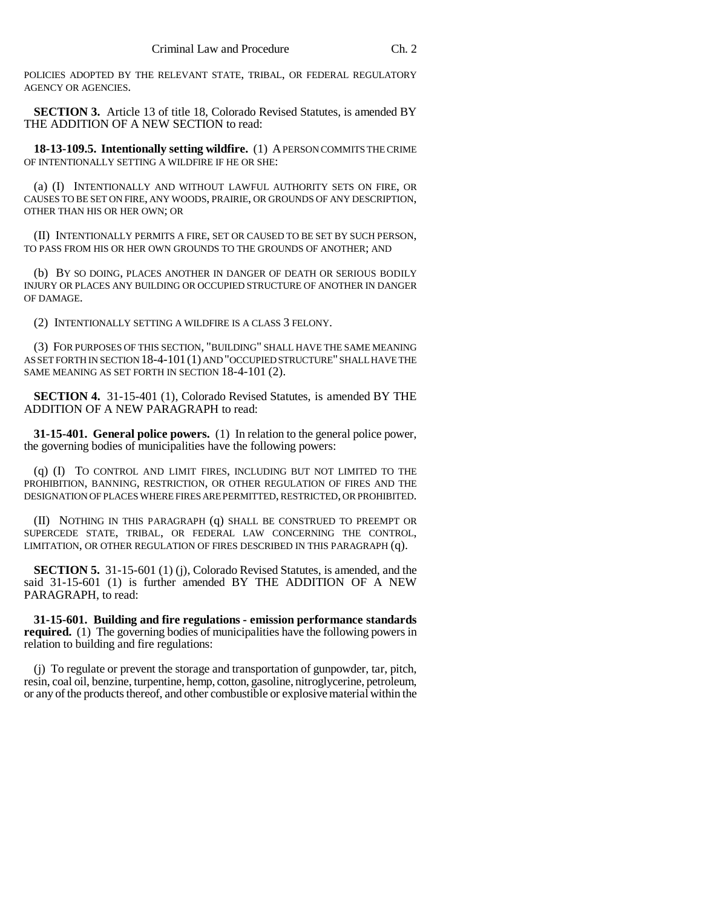POLICIES ADOPTED BY THE RELEVANT STATE, TRIBAL, OR FEDERAL REGULATORY AGENCY OR AGENCIES.

**SECTION 3.** Article 13 of title 18, Colorado Revised Statutes, is amended BY THE ADDITION OF A NEW SECTION to read:

**18-13-109.5. Intentionally setting wildfire.** (1) A PERSON COMMITS THE CRIME OF INTENTIONALLY SETTING A WILDFIRE IF HE OR SHE:

(a) (I) INTENTIONALLY AND WITHOUT LAWFUL AUTHORITY SETS ON FIRE, OR CAUSES TO BE SET ON FIRE, ANY WOODS, PRAIRIE, OR GROUNDS OF ANY DESCRIPTION, OTHER THAN HIS OR HER OWN; OR

(II) INTENTIONALLY PERMITS A FIRE, SET OR CAUSED TO BE SET BY SUCH PERSON, TO PASS FROM HIS OR HER OWN GROUNDS TO THE GROUNDS OF ANOTHER; AND

(b) BY SO DOING, PLACES ANOTHER IN DANGER OF DEATH OR SERIOUS BODILY INJURY OR PLACES ANY BUILDING OR OCCUPIED STRUCTURE OF ANOTHER IN DANGER OF DAMAGE.

(2) INTENTIONALLY SETTING A WILDFIRE IS A CLASS 3 FELONY.

(3) FOR PURPOSES OF THIS SECTION, "BUILDING" SHALL HAVE THE SAME MEANING AS SET FORTH IN SECTION 18-4-101 (1) AND "OCCUPIED STRUCTURE" SHALL HAVE THE SAME MEANING AS SET FORTH IN SECTION 18-4-101 (2).

**SECTION 4.** 31-15-401 (1), Colorado Revised Statutes, is amended BY THE ADDITION OF A NEW PARAGRAPH to read:

**31-15-401. General police powers.** (1) In relation to the general police power, the governing bodies of municipalities have the following powers:

(q) (I) TO CONTROL AND LIMIT FIRES, INCLUDING BUT NOT LIMITED TO THE PROHIBITION, BANNING, RESTRICTION, OR OTHER REGULATION OF FIRES AND THE DESIGNATION OF PLACES WHERE FIRES ARE PERMITTED, RESTRICTED, OR PROHIBITED.

(II) NOTHING IN THIS PARAGRAPH (q) SHALL BE CONSTRUED TO PREEMPT OR SUPERCEDE STATE, TRIBAL, OR FEDERAL LAW CONCERNING THE CONTROL, LIMITATION, OR OTHER REGULATION OF FIRES DESCRIBED IN THIS PARAGRAPH (q).

**SECTION 5.** 31-15-601 (1) (j), Colorado Revised Statutes, is amended, and the said 31-15-601 (1) is further amended BY THE ADDITION OF A NEW PARAGRAPH, to read:

**31-15-601. Building and fire regulations - emission performance standards required.** (1) The governing bodies of municipalities have the following powers in relation to building and fire regulations:

(j) To regulate or prevent the storage and transportation of gunpowder, tar, pitch, resin, coal oil, benzine, turpentine, hemp, cotton, gasoline, nitroglycerine, petroleum, or any of the products thereof, and other combustible or explosive material within the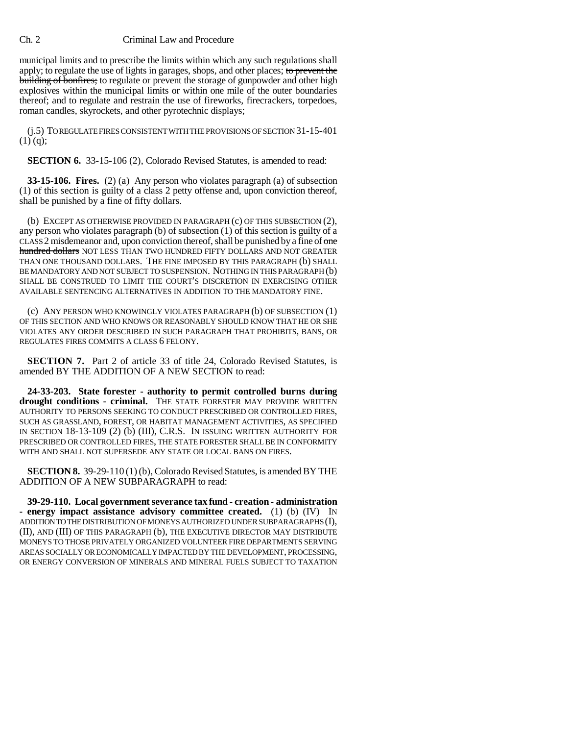municipal limits and to prescribe the limits within which any such regulations shall apply; to regulate the use of lights in garages, shops, and other places; ~~to prevent the building of bonfires;~~ to regulate or prevent the storage of gunpowder and other high explosives within the municipal limits or within one mile of the outer boundaries thereof; and to regulate and restrain the use of fireworks, firecrackers, torpedoes, roman candles, skyrockets, and other pyrotechnic displays;

(j.5) TO REGULATE FIRES CONSISTENT WITH THE PROVISIONS OF SECTION 31-15-401 (1) (q);

**SECTION 6.** 33-15-106 (2), Colorado Revised Statutes, is amended to read:

**33-15-106. Fires.** (2) (a) Any person who violates paragraph (a) of subsection (1) of this section is guilty of a class 2 petty offense and, upon conviction thereof, shall be punished by a fine of fifty dollars.

(b) EXCEPT AS OTHERWISE PROVIDED IN PARAGRAPH (c) OF THIS SUBSECTION (2), any person who violates paragraph (b) of subsection (1) of this section is guilty of a CLASS 2 misdemeanor and, upon conviction thereof, shall be punished by a fine of ~~one hundred dollars~~ NOT LESS THAN TWO HUNDRED FIFTY DOLLARS AND NOT GREATER THAN ONE THOUSAND DOLLARS. THE FINE IMPOSED BY THIS PARAGRAPH (b) SHALL BE MANDATORY AND NOT SUBJECT TO SUSPENSION. NOTHING IN THIS PARAGRAPH (b) SHALL BE CONSTRUED TO LIMIT THE COURT'S DISCRETION IN EXERCISING OTHER AVAILABLE SENTENCING ALTERNATIVES IN ADDITION TO THE MANDATORY FINE.

(c) ANY PERSON WHO KNOWINGLY VIOLATES PARAGRAPH (b) OF SUBSECTION (1) OF THIS SECTION AND WHO KNOWS OR REASONABLY SHOULD KNOW THAT HE OR SHE VIOLATES ANY ORDER DESCRIBED IN SUCH PARAGRAPH THAT PROHIBITS, BANS, OR REGULATES FIRES COMMITS A CLASS 6 FELONY.

**SECTION 7.** Part 2 of article 33 of title 24, Colorado Revised Statutes, is amended BY THE ADDITION OF A NEW SECTION to read:

**24-33-203. State forester - authority to permit controlled burns during drought conditions - criminal.** THE STATE FORESTER MAY PROVIDE WRITTEN AUTHORITY TO PERSONS SEEKING TO CONDUCT PRESCRIBED OR CONTROLLED FIRES, SUCH AS GRASSLAND, FOREST, OR HABITAT MANAGEMENT ACTIVITIES, AS SPECIFIED IN SECTION 18-13-109 (2) (b) (III), C.R.S. IN ISSUING WRITTEN AUTHORITY FOR PRESCRIBED OR CONTROLLED FIRES, THE STATE FORESTER SHALL BE IN CONFORMITY WITH AND SHALL NOT SUPERSEDE ANY STATE OR LOCAL BANS ON FIRES.

**SECTION 8.** 39-29-110 (1) (b), Colorado Revised Statutes, is amended BY THE ADDITION OF A NEW SUBPARAGRAPH to read:

**39-29-110. Local government severance tax fund - creation - administration - energy impact assistance advisory committee created.** (1) (b) (IV) IN ADDITION TO THE DISTRIBUTION OF MONEYS AUTHORIZED UNDER SUBPARAGRAPHS (I), (II), AND (III) OF THIS PARAGRAPH (b), THE EXECUTIVE DIRECTOR MAY DISTRIBUTE MONEYS TO THOSE PRIVATELY ORGANIZED VOLUNTEER FIRE DEPARTMENTS SERVING AREAS SOCIALLY OR ECONOMICALLY IMPACTED BY THE DEVELOPMENT, PROCESSING, OR ENERGY CONVERSION OF MINERALS AND MINERAL FUELS SUBJECT TO TAXATION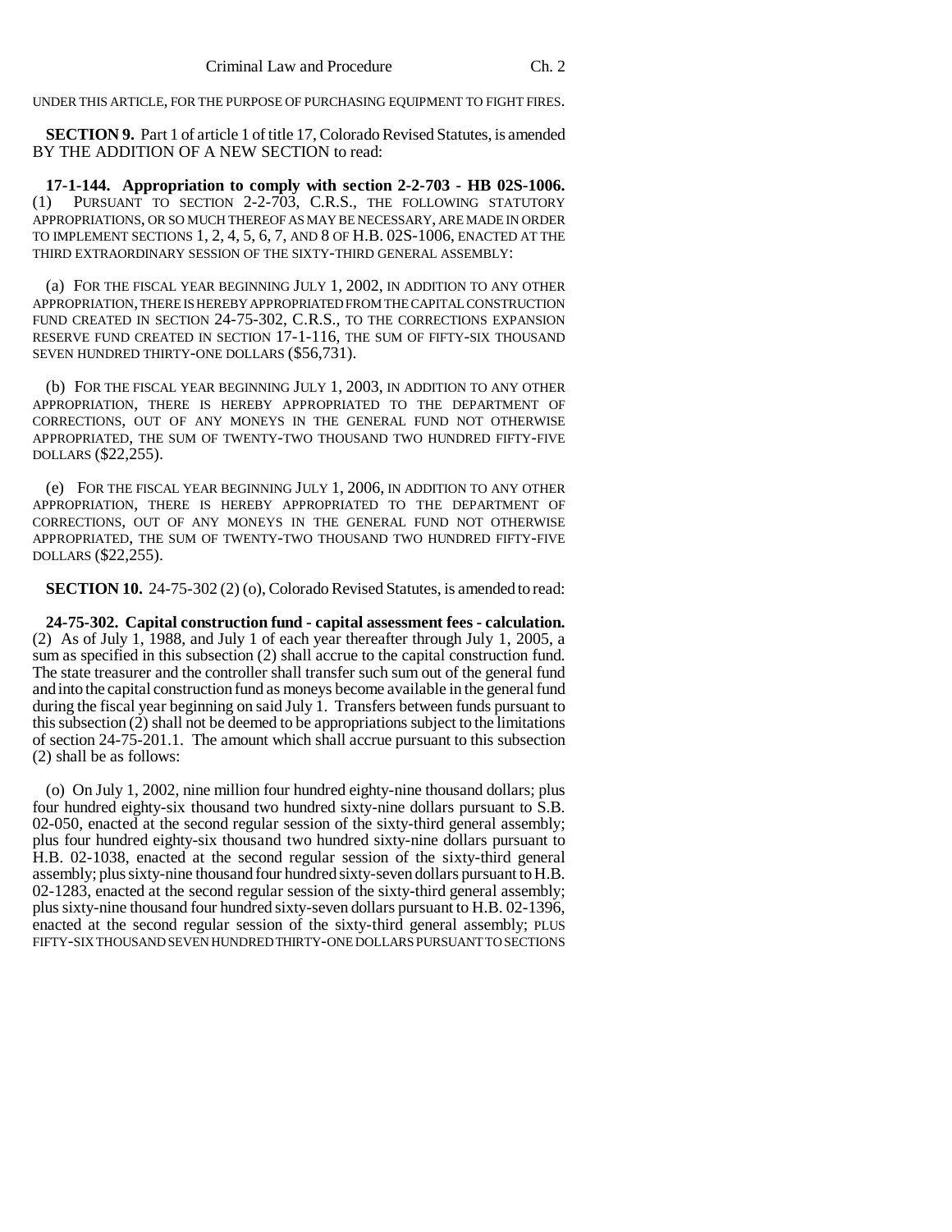UNDER THIS ARTICLE, FOR THE PURPOSE OF PURCHASING EQUIPMENT TO FIGHT FIRES.

**SECTION 9.** Part 1 of article 1 of title 17, Colorado Revised Statutes, is amended BY THE ADDITION OF A NEW SECTION to read:

**17-1-144. Appropriation to comply with section 2-2-703 - HB 02S-1006.** (1) PURSUANT TO SECTION 2-2-703, C.R.S., THE FOLLOWING STATUTORY APPROPRIATIONS, OR SO MUCH THEREOF AS MAY BE NECESSARY, ARE MADE IN ORDER TO IMPLEMENT SECTIONS 1, 2, 4, 5, 6, 7, AND 8 OF H.B. 02S-1006, ENACTED AT THE THIRD EXTRAORDINARY SESSION OF THE SIXTY-THIRD GENERAL ASSEMBLY:

(a) FOR THE FISCAL YEAR BEGINNING JULY 1, 2002, IN ADDITION TO ANY OTHER APPROPRIATION, THERE IS HEREBY APPROPRIATED FROM THE CAPITAL CONSTRUCTION FUND CREATED IN SECTION 24-75-302, C.R.S., TO THE CORRECTIONS EXPANSION RESERVE FUND CREATED IN SECTION 17-1-116, THE SUM OF FIFTY-SIX THOUSAND SEVEN HUNDRED THIRTY-ONE DOLLARS ($56,731).

(b) FOR THE FISCAL YEAR BEGINNING JULY 1, 2003, IN ADDITION TO ANY OTHER APPROPRIATION, THERE IS HEREBY APPROPRIATED TO THE DEPARTMENT OF CORRECTIONS, OUT OF ANY MONEYS IN THE GENERAL FUND NOT OTHERWISE APPROPRIATED, THE SUM OF TWENTY-TWO THOUSAND TWO HUNDRED FIFTY-FIVE DOLLARS ($22,255).

(e) FOR THE FISCAL YEAR BEGINNING JULY 1, 2006, IN ADDITION TO ANY OTHER APPROPRIATION, THERE IS HEREBY APPROPRIATED TO THE DEPARTMENT OF CORRECTIONS, OUT OF ANY MONEYS IN THE GENERAL FUND NOT OTHERWISE APPROPRIATED, THE SUM OF TWENTY-TWO THOUSAND TWO HUNDRED FIFTY-FIVE DOLLARS ($22,255).

**SECTION 10.** 24-75-302 (2) (o), Colorado Revised Statutes, is amended to read:

**24-75-302. Capital construction fund - capital assessment fees - calculation.** (2) As of July 1, 1988, and July 1 of each year thereafter through July 1, 2005, a sum as specified in this subsection (2) shall accrue to the capital construction fund. The state treasurer and the controller shall transfer such sum out of the general fund and into the capital construction fund as moneys become available in the general fund during the fiscal year beginning on said July 1. Transfers between funds pursuant to this subsection (2) shall not be deemed to be appropriations subject to the limitations of section 24-75-201.1. The amount which shall accrue pursuant to this subsection (2) shall be as follows:

(o) On July 1, 2002, nine million four hundred eighty-nine thousand dollars; plus four hundred eighty-six thousand two hundred sixty-nine dollars pursuant to S.B. 02-050, enacted at the second regular session of the sixty-third general assembly; plus four hundred eighty-six thousand two hundred sixty-nine dollars pursuant to H.B. 02-1038, enacted at the second regular session of the sixty-third general assembly; plus sixty-nine thousand four hundred sixty-seven dollars pursuant to H.B. 02-1283, enacted at the second regular session of the sixty-third general assembly; plus sixty-nine thousand four hundred sixty-seven dollars pursuant to H.B. 02-1396, enacted at the second regular session of the sixty-third general assembly; PLUS FIFTY-SIX THOUSAND SEVEN HUNDRED THIRTY-ONE DOLLARS PURSUANT TO SECTIONS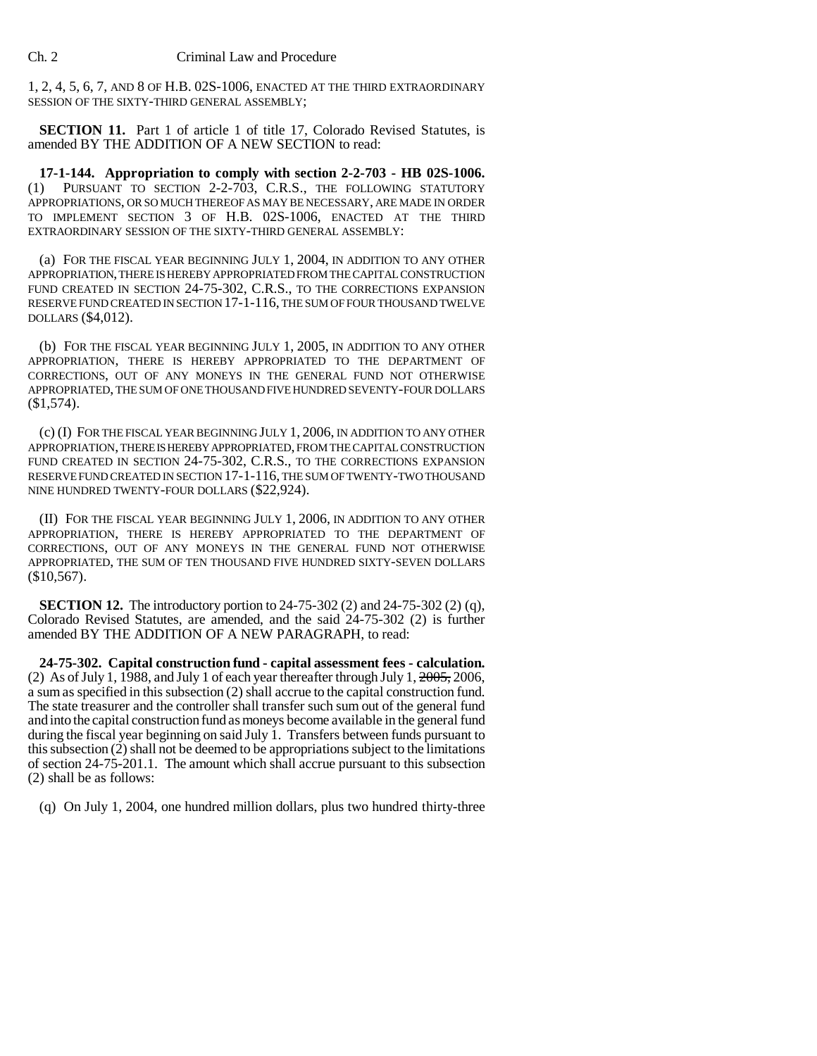1, 2, 4, 5, 6, 7, AND 8 OF H.B. 02S-1006, ENACTED AT THE THIRD EXTRAORDINARY SESSION OF THE SIXTY-THIRD GENERAL ASSEMBLY;

**SECTION 11.** Part 1 of article 1 of title 17, Colorado Revised Statutes, is amended BY THE ADDITION OF A NEW SECTION to read:

**17-1-144. Appropriation to comply with section 2-2-703 - HB 02S-1006.** (1) PURSUANT TO SECTION 2-2-703, C.R.S., THE FOLLOWING STATUTORY APPROPRIATIONS, OR SO MUCH THEREOF AS MAY BE NECESSARY, ARE MADE IN ORDER TO IMPLEMENT SECTION 3 OF H.B. 02S-1006, ENACTED AT THE THIRD EXTRAORDINARY SESSION OF THE SIXTY-THIRD GENERAL ASSEMBLY:

(a) FOR THE FISCAL YEAR BEGINNING JULY 1, 2004, IN ADDITION TO ANY OTHER APPROPRIATION, THERE IS HEREBY APPROPRIATED FROM THE CAPITAL CONSTRUCTION FUND CREATED IN SECTION 24-75-302, C.R.S., TO THE CORRECTIONS EXPANSION RESERVE FUND CREATED IN SECTION 17-1-116, THE SUM OF FOUR THOUSAND TWELVE DOLLARS ($4,012).

(b) FOR THE FISCAL YEAR BEGINNING JULY 1, 2005, IN ADDITION TO ANY OTHER APPROPRIATION, THERE IS HEREBY APPROPRIATED TO THE DEPARTMENT OF CORRECTIONS, OUT OF ANY MONEYS IN THE GENERAL FUND NOT OTHERWISE APPROPRIATED, THE SUM OF ONE THOUSAND FIVE HUNDRED SEVENTY-FOUR DOLLARS ($1,574).

(c) (I) FOR THE FISCAL YEAR BEGINNING JULY 1, 2006, IN ADDITION TO ANY OTHER APPROPRIATION, THERE IS HEREBY APPROPRIATED, FROM THE CAPITAL CONSTRUCTION FUND CREATED IN SECTION 24-75-302, C.R.S., TO THE CORRECTIONS EXPANSION RESERVE FUND CREATED IN SECTION 17-1-116, THE SUM OF TWENTY-TWO THOUSAND NINE HUNDRED TWENTY-FOUR DOLLARS ($22,924).

(II) FOR THE FISCAL YEAR BEGINNING JULY 1, 2006, IN ADDITION TO ANY OTHER APPROPRIATION, THERE IS HEREBY APPROPRIATED TO THE DEPARTMENT OF CORRECTIONS, OUT OF ANY MONEYS IN THE GENERAL FUND NOT OTHERWISE APPROPRIATED, THE SUM OF TEN THOUSAND FIVE HUNDRED SIXTY-SEVEN DOLLARS ($10,567).

**SECTION 12.** The introductory portion to 24-75-302 (2) and 24-75-302 (2) (q), Colorado Revised Statutes, are amended, and the said 24-75-302 (2) is further amended BY THE ADDITION OF A NEW PARAGRAPH, to read:

**24-75-302. Capital construction fund - capital assessment fees - calculation.** (2) As of July 1, 1988, and July 1 of each year thereafter through July 1, ~~2005,~~ 2006, a sum as specified in this subsection (2) shall accrue to the capital construction fund. The state treasurer and the controller shall transfer such sum out of the general fund and into the capital construction fund as moneys become available in the general fund during the fiscal year beginning on said July 1. Transfers between funds pursuant to this subsection (2) shall not be deemed to be appropriations subject to the limitations of section 24-75-201.1. The amount which shall accrue pursuant to this subsection (2) shall be as follows:

(q) On July 1, 2004, one hundred million dollars, plus two hundred thirty-three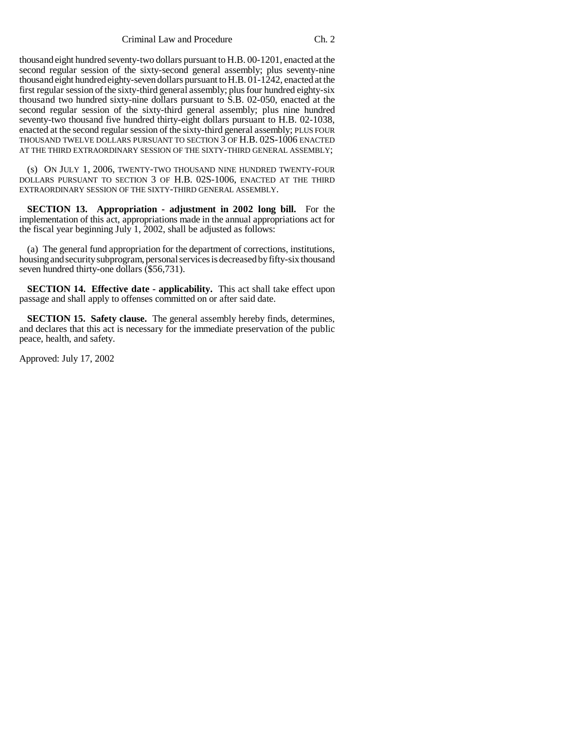thousand eight hundred seventy-two dollars pursuant to H.B. 00-1201, enacted at the second regular session of the sixty-second general assembly; plus seventy-nine thousand eight hundred eighty-seven dollars pursuant to H.B. 01-1242, enacted at the first regular session of the sixty-third general assembly; plus four hundred eighty-six thousand two hundred sixty-nine dollars pursuant to S.B. 02-050, enacted at the second regular session of the sixty-third general assembly; plus nine hundred seventy-two thousand five hundred thirty-eight dollars pursuant to H.B. 02-1038, enacted at the second regular session of the sixty-third general assembly; PLUS FOUR THOUSAND TWELVE DOLLARS PURSUANT TO SECTION 3 OF H.B. 02S-1006 ENACTED AT THE THIRD EXTRAORDINARY SESSION OF THE SIXTY-THIRD GENERAL ASSEMBLY;

(s) ON JULY 1, 2006, TWENTY-TWO THOUSAND NINE HUNDRED TWENTY-FOUR DOLLARS PURSUANT TO SECTION 3 OF H.B. 02S-1006, ENACTED AT THE THIRD EXTRAORDINARY SESSION OF THE SIXTY-THIRD GENERAL ASSEMBLY.

**SECTION 13. Appropriation - adjustment in 2002 long bill.** For the implementation of this act, appropriations made in the annual appropriations act for the fiscal year beginning July 1, 2002, shall be adjusted as follows:

(a) The general fund appropriation for the department of corrections, institutions, housing and security subprogram, personal services is decreased by fifty-six thousand seven hundred thirty-one dollars ($56,731).

**SECTION 14. Effective date - applicability.** This act shall take effect upon passage and shall apply to offenses committed on or after said date.

**SECTION 15. Safety clause.** The general assembly hereby finds, determines, and declares that this act is necessary for the immediate preservation of the public peace, health, and safety.

Approved: July 17, 2002